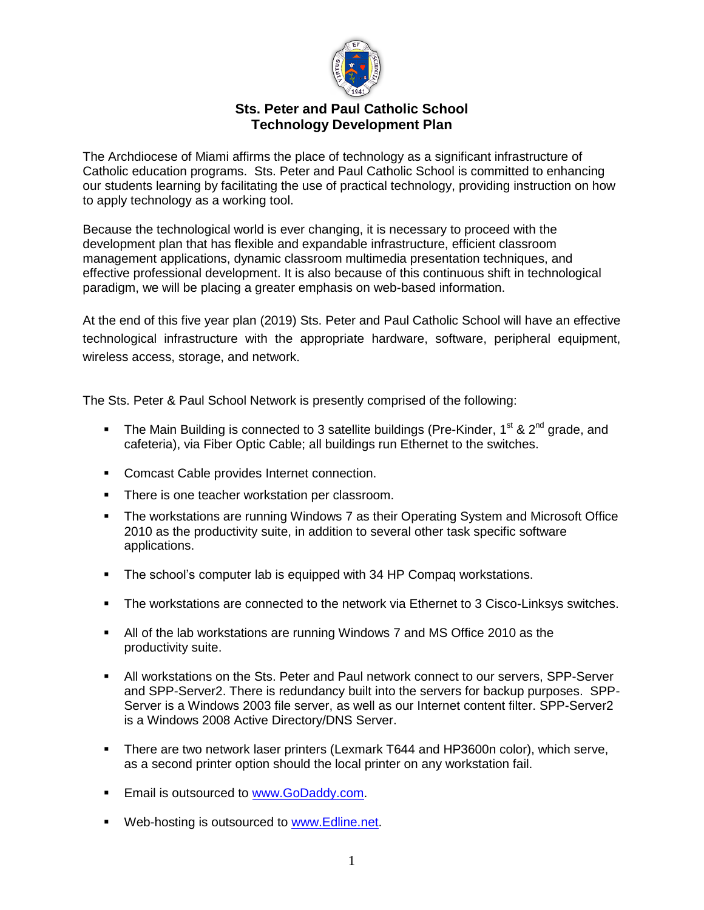# Sts. Peter and Paul Catholic School
## Technology Development Plan

The Archdiocese of Miami affirms the place of technology as a significant infrastructure of Catholic education programs. Sts. Peter and Paul Catholic School is committed to enhancing our students learning by facilitating the use of practical technology, providing instruction on how to apply technology as a working tool.

Because the technological world is ever changing, it is necessary to proceed with the development plan that has flexible and expandable infrastructure, efficient classroom management applications, dynamic classroom multimedia presentation techniques, and effective professional development. It is also because of this continuous shift in technological paradigm, we will be placing a greater emphasis on web-based information.

At the end of this five year plan (2019) Sts. Peter and Paul Catholic School will have an effective technological infrastructure with the appropriate hardware, software, peripheral equipment, wireless access, storage, and network.

The Sts. Peter & Paul School Network is presently comprised of the following:

- The Main Building is connected to 3 satellite buildings (Pre-Kinder, 1st & 2nd grade, and cafeteria), via Fiber Optic Cable; all buildings run Ethernet to the switches.
- Comcast Cable provides Internet connection.
- There is one teacher workstation per classroom.
- The workstations are running Windows 7 as their Operating System and Microsoft Office 2010 as the productivity suite, in addition to several other task specific software applications.
- The school's computer lab is equipped with 34 HP Compaq workstations.
- The workstations are connected to the network via Ethernet to 3 Cisco-Linksys switches.
- All of the lab workstations are running Windows 7 and MS Office 2010 as the productivity suite.
- All workstations on the Sts. Peter and Paul network connect to our servers, SPP-Server and SPP-Server2. There is redundancy built into the servers for backup purposes. SPP-Server is a Windows 2003 file server, as well as our Internet content filter. SPP-Server2 is a Windows 2008 Active Directory/DNS Server.
- There are two network laser printers (Lexmark T644 and HP3600n color), which serve, as a second printer option should the local printer on any workstation fail.
- Email is outsourced to [www.GoDaddy.com](http://www.GoDaddy.com).
- Web-hosting is outsourced to [www.Edline.net](http://www.Edline.net).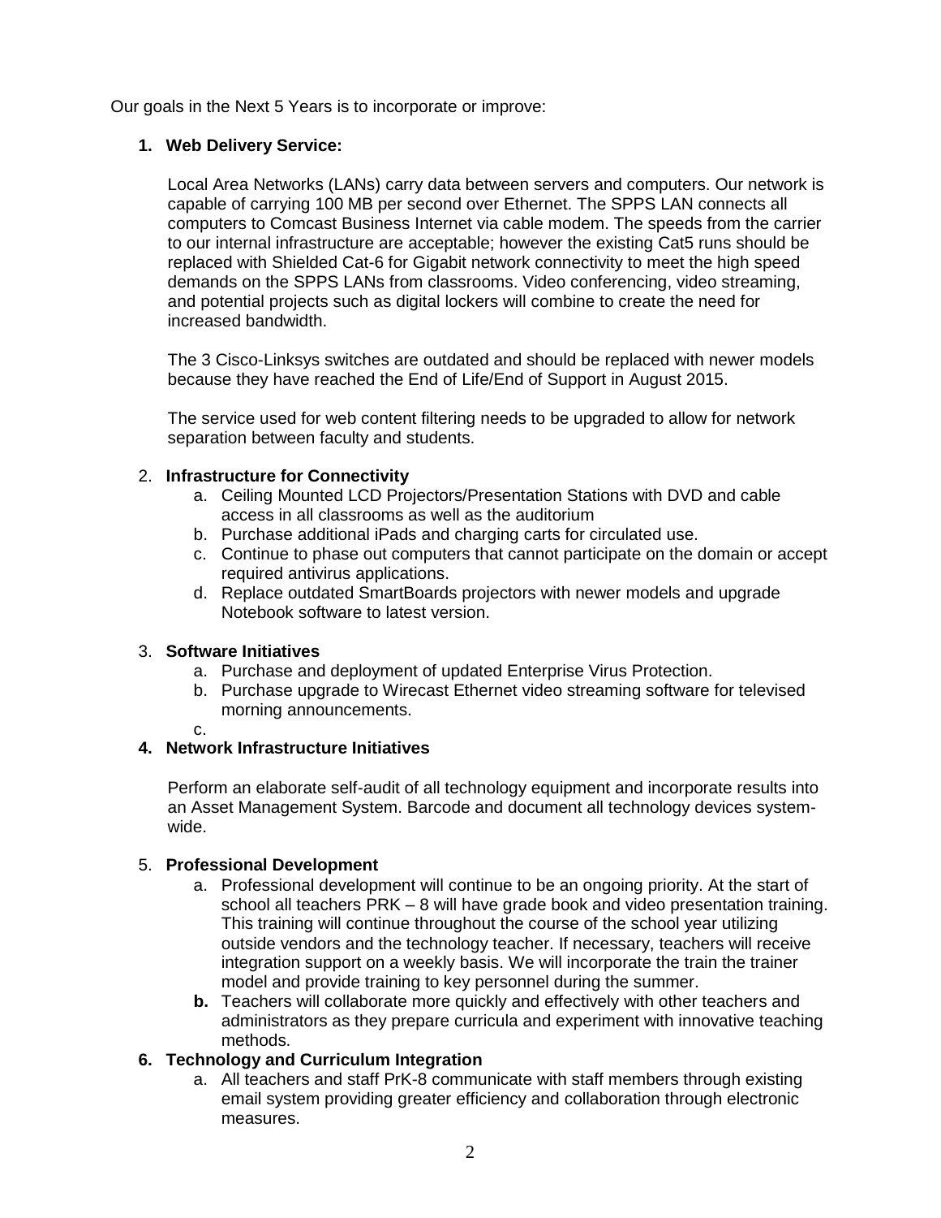Our goals in the Next 5 Years is to incorporate or improve:

1. **Web Delivery Service:**

   Local Area Networks (LANs) carry data between servers and computers. Our network is capable of carrying 100 MB per second over Ethernet. The SPPS LAN connects all computers to Comcast Business Internet via cable modem. The speeds from the carrier to our internal infrastructure are acceptable; however the existing Cat5 runs should be replaced with Shielded Cat-6 for Gigabit network connectivity to meet the high speed demands on the SPPS LANs from classrooms. Video conferencing, video streaming, and potential projects such as digital lockers will combine to create the need for increased bandwidth.

   The 3 Cisco-Linksys switches are outdated and should be replaced with newer models because they have reached the End of Life/End of Support in August 2015.

   The service used for web content filtering needs to be upgraded to allow for network separation between faculty and students.

2. **Infrastructure for Connectivity**
   a. Ceiling Mounted LCD Projectors/Presentation Stations with DVD and cable access in all classrooms as well as the auditorium
   b. Purchase additional iPads and charging carts for circulated use.
   c. Continue to phase out computers that cannot participate on the domain or accept required antivirus applications.
   d. Replace outdated SmartBoards projectors with newer models and upgrade Notebook software to latest version.

3. **Software Initiatives**
   a. Purchase and deployment of updated Enterprise Virus Protection.
   b. Purchase upgrade to Wirecast Ethernet video streaming software for televised morning announcements.
   c.

4. **Network Infrastructure Initiatives**

   Perform an elaborate self-audit of all technology equipment and incorporate results into an Asset Management System. Barcode and document all technology devices system-wide.

5. **Professional Development**
   a. Professional development will continue to be an ongoing priority. At the start of school all teachers PRK – 8 will have grade book and video presentation training. This training will continue throughout the course of the school year utilizing outside vendors and the technology teacher. If necessary, teachers will receive integration support on a weekly basis. We will incorporate the train the trainer model and provide training to key personnel during the summer.
   **b.** Teachers will collaborate more quickly and effectively with other teachers and administrators as they prepare curricula and experiment with innovative teaching methods.

6. **Technology and Curriculum Integration**
   a. All teachers and staff PrK-8 communicate with staff members through existing email system providing greater efficiency and collaboration through electronic measures.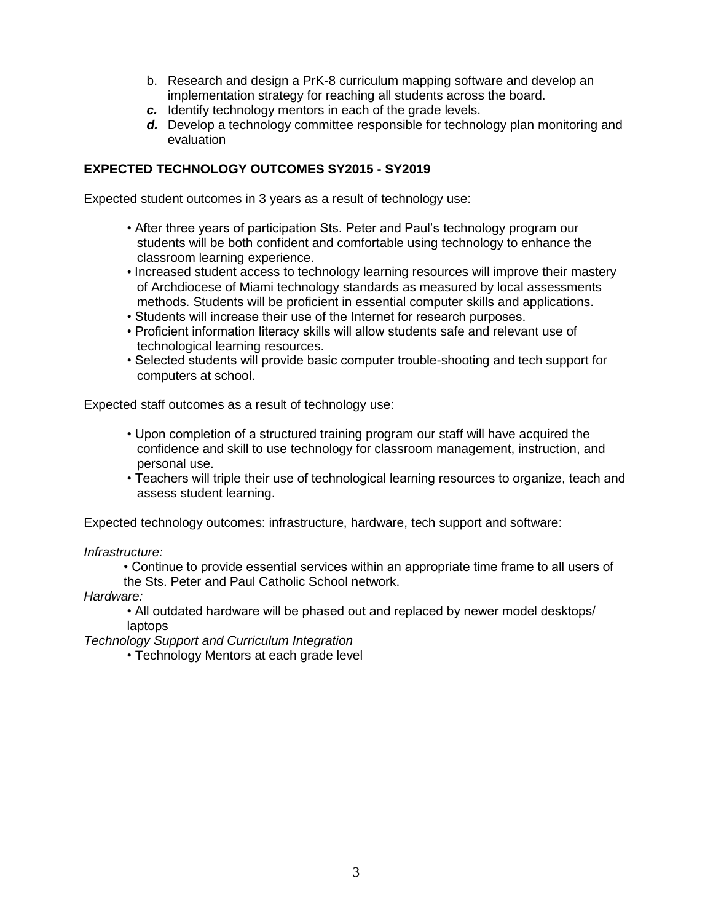b. Research and design a PrK-8 curriculum mapping software and develop an implementation strategy for reaching all students across the board.
***c.*** Identify technology mentors in each of the grade levels.
***d.*** Develop a technology committee responsible for technology plan monitoring and evaluation

**EXPECTED TECHNOLOGY OUTCOMES SY2015 - SY2019**

Expected student outcomes in 3 years as a result of technology use:

- After three years of participation Sts. Peter and Paul's technology program our students will be both confident and comfortable using technology to enhance the classroom learning experience.
- Increased student access to technology learning resources will improve their mastery of Archdiocese of Miami technology standards as measured by local assessments methods. Students will be proficient in essential computer skills and applications.
- Students will increase their use of the Internet for research purposes.
- Proficient information literacy skills will allow students safe and relevant use of technological learning resources.
- Selected students will provide basic computer trouble-shooting and tech support for computers at school.

Expected staff outcomes as a result of technology use:

- Upon completion of a structured training program our staff will have acquired the confidence and skill to use technology for classroom management, instruction, and personal use.
- Teachers will triple their use of technological learning resources to organize, teach and assess student learning.

Expected technology outcomes: infrastructure, hardware, tech support and software:

*Infrastructure:*

- Continue to provide essential services within an appropriate time frame to all users of the Sts. Peter and Paul Catholic School network.

*Hardware:*

- All outdated hardware will be phased out and replaced by newer model desktops/ laptops

*Technology Support and Curriculum Integration*

- Technology Mentors at each grade level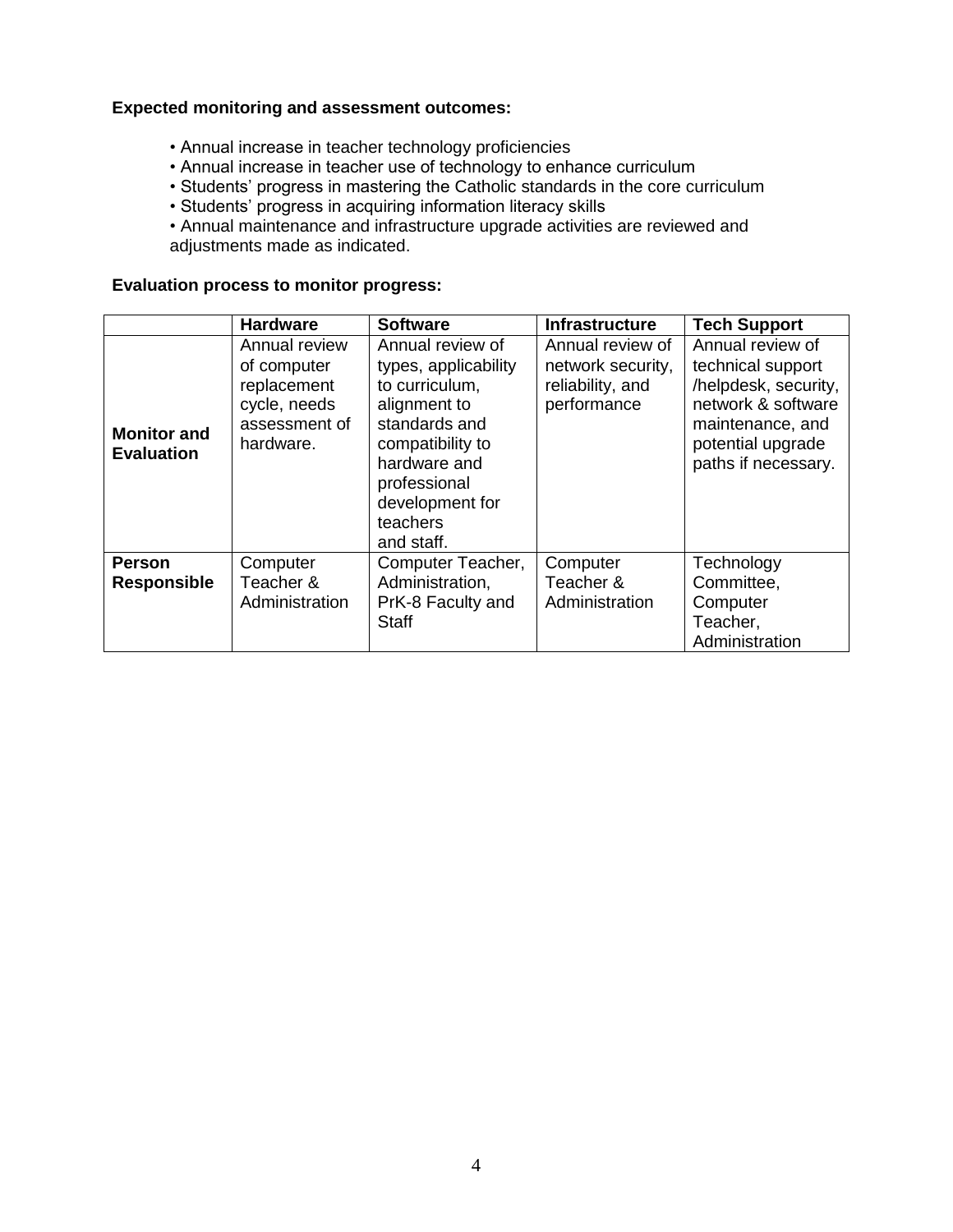**Expected monitoring and assessment outcomes:**

- Annual increase in teacher technology proficiencies
- Annual increase in teacher use of technology to enhance curriculum
- Students' progress in mastering the Catholic standards in the core curriculum
- Students' progress in acquiring information literacy skills
- Annual maintenance and infrastructure upgrade activities are reviewed and adjustments made as indicated.

**Evaluation process to monitor progress:**

| | **Hardware** | **Software** | **Infrastructure** | **Tech Support** |
|---|---|---|---|---|
| **Monitor and Evaluation** | Annual review of computer replacement cycle, needs assessment of hardware. | Annual review of types, applicability to curriculum, alignment to standards and compatibility to hardware and professional development for teachers and staff. | Annual review of network security, reliability, and performance | Annual review of technical support /helpdesk, security, network & software maintenance, and potential upgrade paths if necessary. |
| **Person Responsible** | Computer Teacher & Administration | Computer Teacher, Administration, PrK-8 Faculty and Staff | Computer Teacher & Administration | Technology Committee, Computer Teacher, Administration |